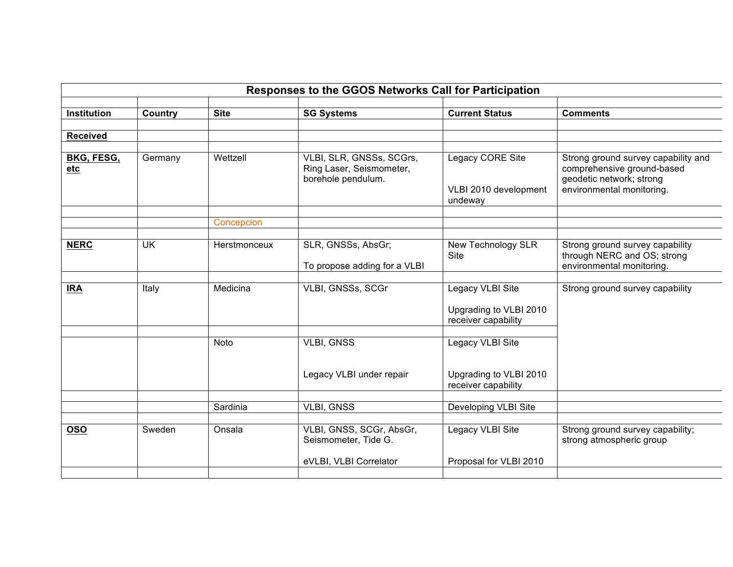# Responses to the GGOS Networks Call for Participation

| Institution | Country | Site | SG Systems | Current Status | Comments |
|---|---|---|---|---|---|
| **Received** | | | | | |
| **BKG, FESG, etc** | Germany | Wettzell | VLBI, SLR, GNSSs, SCGrs, Ring Laser, Seismometer, borehole pendulum. | Legacy CORE Site<br><br>VLBI 2010 development undeway | Strong ground survey capability and comprehensive ground-based geodetic network; strong environmental monitoring. |
| | | Concepcion | | | |
| **NERC** | UK | Herstmonceux | SLR, GNSSs, AbsGr;<br><br>To propose adding for a VLBI | New Technology SLR Site | Strong ground survey capability through NERC and OS; strong environmental monitoring. |
| **IRA** | Italy | Medicina | VLBI, GNSSs, SCGr | Legacy VLBI Site<br><br>Upgrading to VLBI 2010 receiver capability | Strong ground survey capability |
| | | Noto | VLBI, GNSS<br><br>Legacy VLBI under repair | Legacy VLBI Site<br><br>Upgrading to VLBI 2010 receiver capability | |
| | | Sardinia | VLBI, GNSS | Developing VLBI Site | |
| **OSO** | Sweden | Onsala | VLBI, GNSS, SCGr, AbsGr, Seismometer, Tide G.<br><br>eVLBI, VLBI Correlator | Legacy VLBI Site<br><br>Proposal for VLBI 2010 | Strong ground survey capability; strong atmospheric group |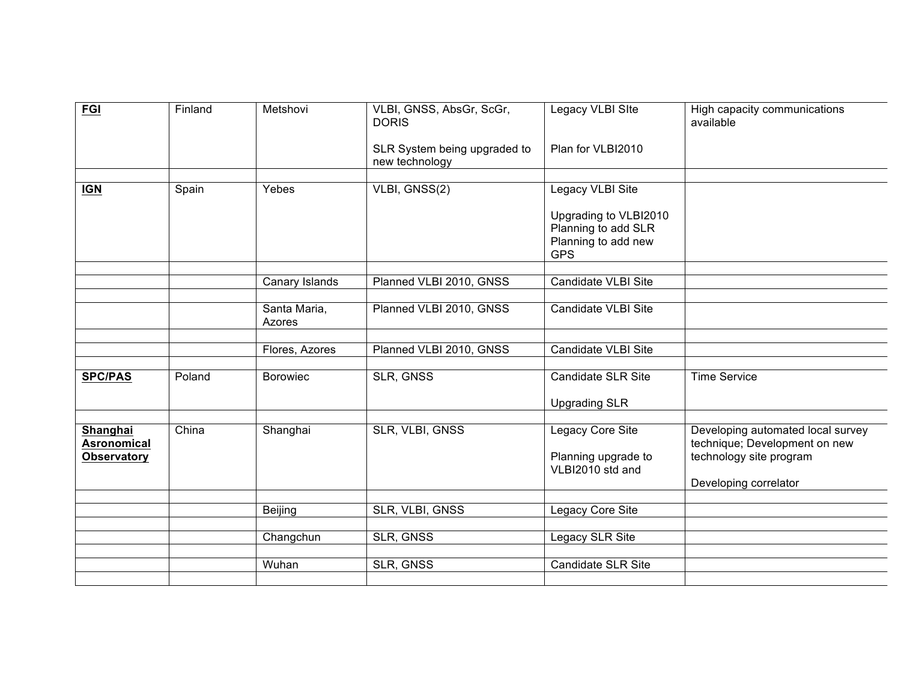| | | | | | |
|---|---|---|---|---|---|
| **FGI** | Finland | Metshovi | VLBI, GNSS, AbsGr, ScGr, DORIS<br><br>SLR System being upgraded to new technology | Legacy VLBI SIte<br><br>Plan for VLBI2010 | High capacity communications available |
| | | | | | |
| **IGN** | Spain | Yebes | VLBI, GNSS(2) | Legacy VLBI Site<br><br>Upgrading to VLBI2010<br>Planning to add SLR<br>Planning to add new GPS | |
| | | | | | |
| | | Canary Islands | Planned VLBI 2010, GNSS | Candidate VLBI Site | |
| | | | | | |
| | | Santa Maria, Azores | Planned VLBI 2010, GNSS | Candidate VLBI Site | |
| | | | | | |
| | | Flores, Azores | Planned VLBI 2010, GNSS | Candidate VLBI Site | |
| | | | | | |
| **SPC/PAS** | Poland | Borowiec | SLR, GNSS | Candidate SLR Site<br><br>Upgrading SLR | Time Service |
| | | | | | |
| **Shanghai Asronomical Observatory** | China | Shanghai | SLR, VLBI, GNSS | Legacy Core Site<br><br>Planning upgrade to VLBI2010 std and | Developing automated local survey technique; Development on new technology site program<br><br>Developing correlator |
| | | | | | |
| | | Beijing | SLR, VLBI, GNSS | Legacy Core Site | |
| | | | | | |
| | | Changchun | SLR, GNSS | Legacy SLR Site | |
| | | | | | |
| | | Wuhan | SLR, GNSS | Candidate SLR Site | |
| | | | | | |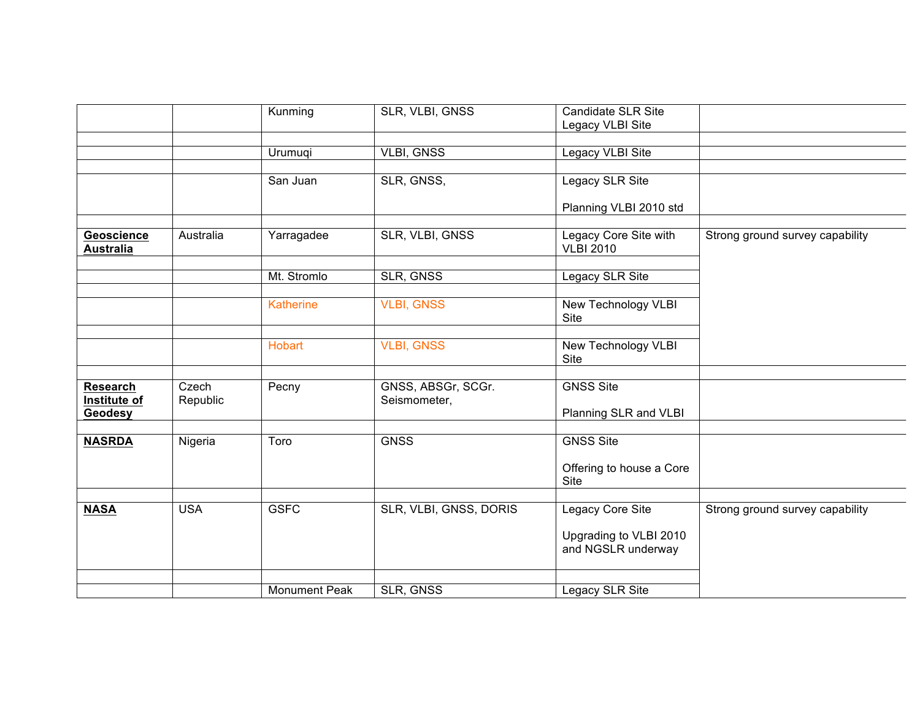| | | | | | |
|---|---|---|---|---|---|
| | | Kunming | SLR, VLBI, GNSS | Candidate SLR Site<br>Legacy VLBI Site | |
| | | | | | |
| | | Urumuqi | VLBI, GNSS | Legacy VLBI Site | |
| | | | | | |
| | | San Juan | SLR, GNSS, | Legacy SLR Site<br><br>Planning VLBI 2010 std | |
| | | | | | |
| **Geoscience Australia** | Australia | Yarragadee | SLR, VLBI, GNSS | Legacy Core Site with VLBI 2010 | Strong ground survey capability |
| | | | | | |
| | | Mt. Stromlo | SLR, GNSS | Legacy SLR Site | |
| | | | | | |
| | | Katherine | VLBI, GNSS | New Technology VLBI Site | |
| | | | | | |
| | | Hobart | VLBI, GNSS | New Technology VLBI Site | |
| | | | | | |
| **Research Institute of Geodesy** | Czech Republic | Pecny | GNSS, ABSGr, SCGr. Seismometer, | GNSS Site<br><br>Planning SLR and VLBI | |
| | | | | | |
| **NASRDA** | Nigeria | Toro | GNSS | GNSS Site<br><br>Offering to house a Core Site | |
| | | | | | |
| **NASA** | USA | GSFC | SLR, VLBI, GNSS, DORIS | Legacy Core Site<br><br>Upgrading to VLBI 2010 and NGSLR underway | Strong ground survey capability |
| | | | | | |
| | | Monument Peak | SLR, GNSS | Legacy SLR Site | |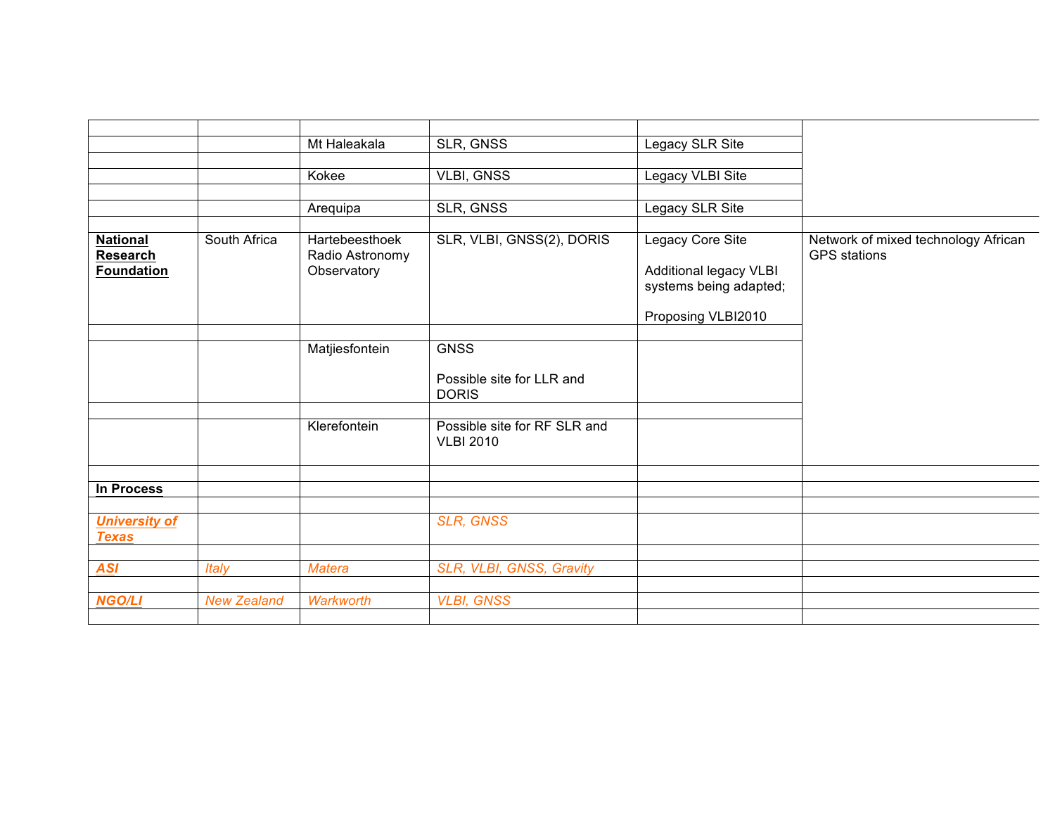| | | | | | |
|---|---|---|---|---|---|
| | | | | | |
| | | Mt Haleakala | SLR, GNSS | Legacy SLR Site | |
| | | | | | |
| | | Kokee | VLBI, GNSS | Legacy VLBI Site | |
| | | | | | |
| | | Arequipa | SLR, GNSS | Legacy SLR Site | |
| | | | | | |
| **National Research Foundation** | South Africa | Hartebeesthoek Radio Astronomy Observatory | SLR, VLBI, GNSS(2), DORIS | Legacy Core Site<br><br>Additional legacy VLBI systems being adapted;<br><br>Proposing VLBI2010 | Network of mixed technology African GPS stations |
| | | | | | |
| | | Matjiesfontein | GNSS<br><br>Possible site for LLR and DORIS | | |
| | | | | | |
| | | Klerefontein | Possible site for RF SLR and VLBI 2010 | | |
| | | | | | |
| **In Process** | | | | | |
| | | | | | |
| ***University of Texas*** | | | *SLR, GNSS* | | |
| | | | | | |
| ***ASI*** | *Italy* | *Matera* | *SLR, VLBI, GNSS, Gravity* | | |
| | | | | | |
| ***NGO/LI*** | *New Zealand* | *Warkworth* | *VLBI, GNSS* | | |
| | | | | | |